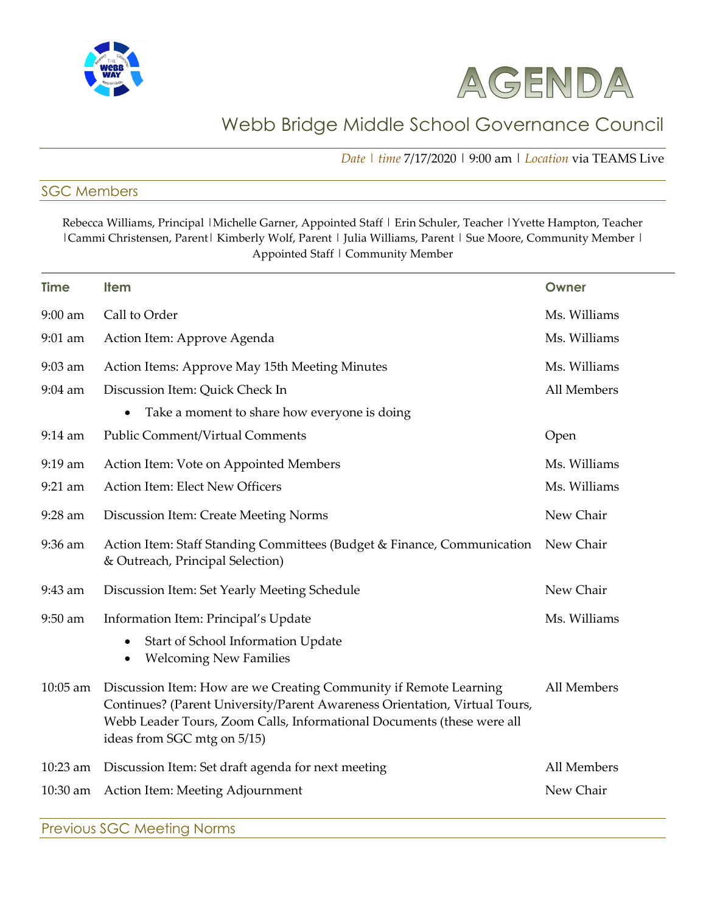# AGENDA

## Webb Bridge Middle School Governance Council

*Date* | *time* 7/17/2020 | 9:00 am | *Location* via TEAMS Live

## SGC Members

Rebecca Williams, Principal |Michelle Garner, Appointed Staff | Erin Schuler, Teacher |Yvette Hampton, Teacher |Cammi Christensen, Parent| Kimberly Wolf, Parent | Julia Williams, Parent | Sue Moore, Community Member | Appointed Staff | Community Member

| Time | Item | Owner |
|---|---|---|
| 9:00 am | Call to Order | Ms. Williams |
| 9:01 am | Action Item: Approve Agenda | Ms. Williams |
| 9:03 am | Action Items: Approve May 15th Meeting Minutes | Ms. Williams |
| 9:04 am | Discussion Item: Quick Check In<br>• Take a moment to share how everyone is doing | All Members |
| 9:14 am | Public Comment/Virtual Comments | Open |
| 9:19 am | Action Item: Vote on Appointed Members | Ms. Williams |
| 9:21 am | Action Item: Elect New Officers | Ms. Williams |
| 9:28 am | Discussion Item: Create Meeting Norms | New Chair |
| 9:36 am | Action Item: Staff Standing Committees (Budget & Finance, Communication & Outreach, Principal Selection) | New Chair |
| 9:43 am | Discussion Item: Set Yearly Meeting Schedule | New Chair |
| 9:50 am | Information Item: Principal's Update<br>• Start of School Information Update<br>• Welcoming New Families | Ms. Williams |
| 10:05 am | Discussion Item: How are we Creating Community if Remote Learning Continues? (Parent University/Parent Awareness Orientation, Virtual Tours, Webb Leader Tours, Zoom Calls, Informational Documents (these were all ideas from SGC mtg on 5/15) | All Members |
| 10:23 am | Discussion Item: Set draft agenda for next meeting | All Members |
| 10:30 am | Action Item: Meeting Adjournment | New Chair |

## Previous SGC Meeting Norms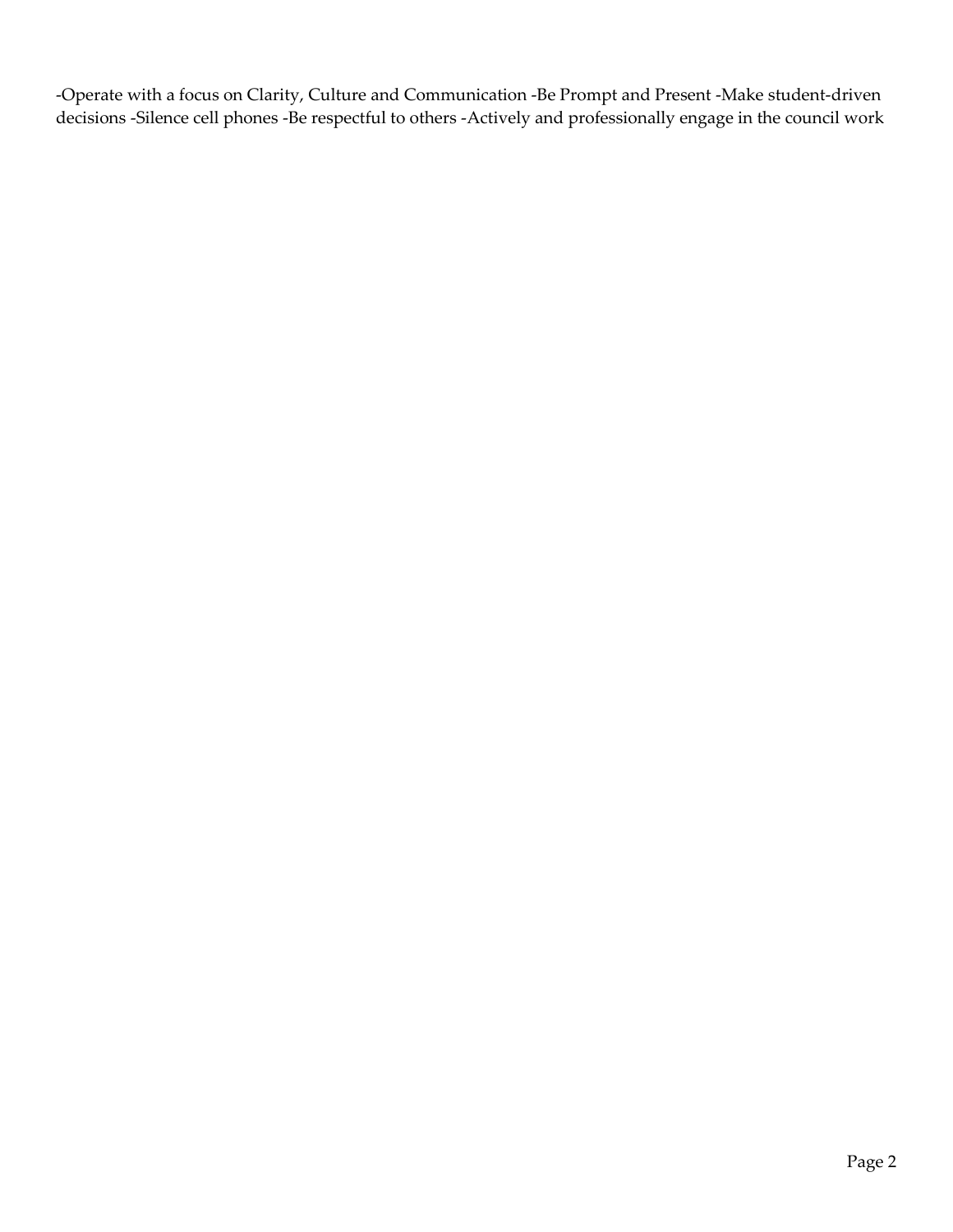-Operate with a focus on Clarity, Culture and Communication -Be Prompt and Present -Make student-driven decisions -Silence cell phones -Be respectful to others -Actively and professionally engage in the council work